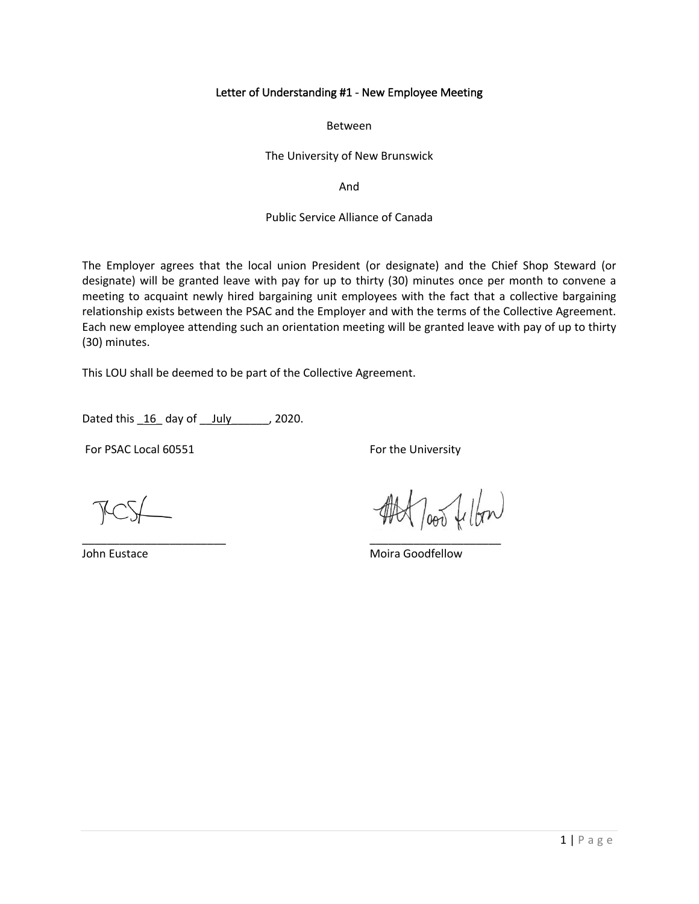# Letter of Understanding #1 - New Employee Meeting

Between

The University of New Brunswick

And

Public Service Alliance of Canada

The Employer agrees that the local union President (or designate) and the Chief Shop Steward (or designate) will be granted leave with pay for up to thirty (30) minutes once per month to convene a meeting to acquaint newly hired bargaining unit employees with the fact that a collective bargaining relationship exists between the PSAC and the Employer and with the terms of the Collective Agreement. Each new employee attending such an orientation meeting will be granted leave with pay of up to thirty (30) minutes.

This LOU shall be deemed to be part of the Collective Agreement.

Dated this _16_ day of __July______, 2020.

For PSAC Local 60551

_______________________

John Eustace

For the University

_____________________

Moira Goodfellow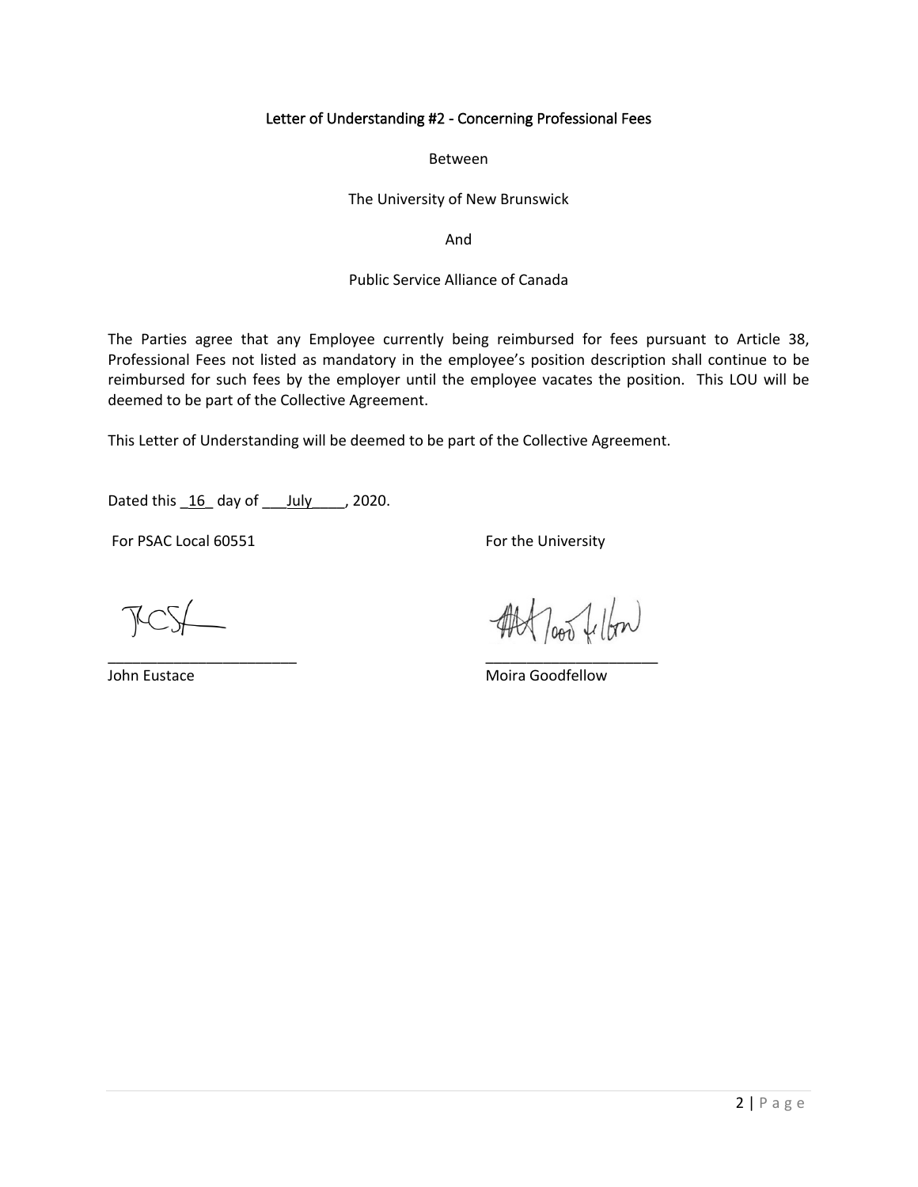Letter of Understanding #2 - Concerning Professional Fees

Between

The University of New Brunswick

And

Public Service Alliance of Canada

The Parties agree that any Employee currently being reimbursed for fees pursuant to Article 38, Professional Fees not listed as mandatory in the employee's position description shall continue to be reimbursed for such fees by the employer until the employee vacates the position. This LOU will be deemed to be part of the Collective Agreement.

This Letter of Understanding will be deemed to be part of the Collective Agreement.

Dated this 16 day of July, 2020.

For PSAC Local 60551

John Eustace

For the University

Moira Goodfellow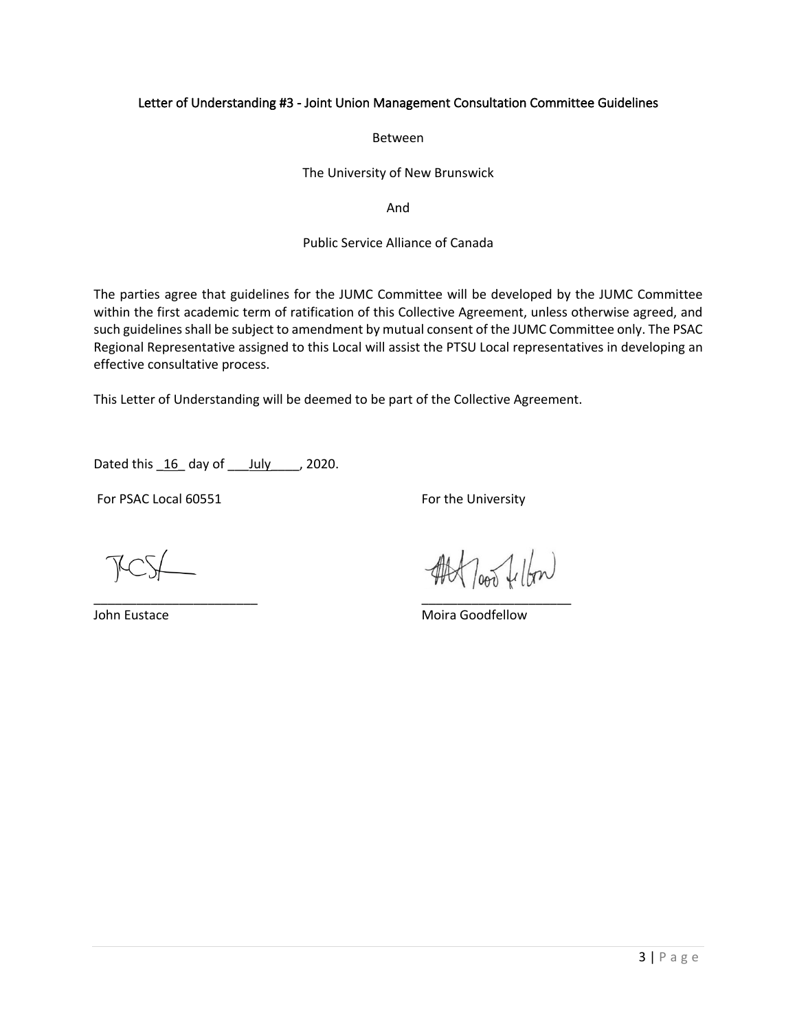Letter of Understanding #3 - Joint Union Management Consultation Committee Guidelines

Between

The University of New Brunswick

And

Public Service Alliance of Canada

The parties agree that guidelines for the JUMC Committee will be developed by the JUMC Committee within the first academic term of ratification of this Collective Agreement, unless otherwise agreed, and such guidelines shall be subject to amendment by mutual consent of the JUMC Committee only. The PSAC Regional Representative assigned to this Local will assist the PTSU Local representatives in developing an effective consultative process.

This Letter of Understanding will be deemed to be part of the Collective Agreement.

Dated this _16_ day of ___July____, 2020.

For PSAC Local 60551

_______________________

John Eustace

For the University

_____________________

Moira Goodfellow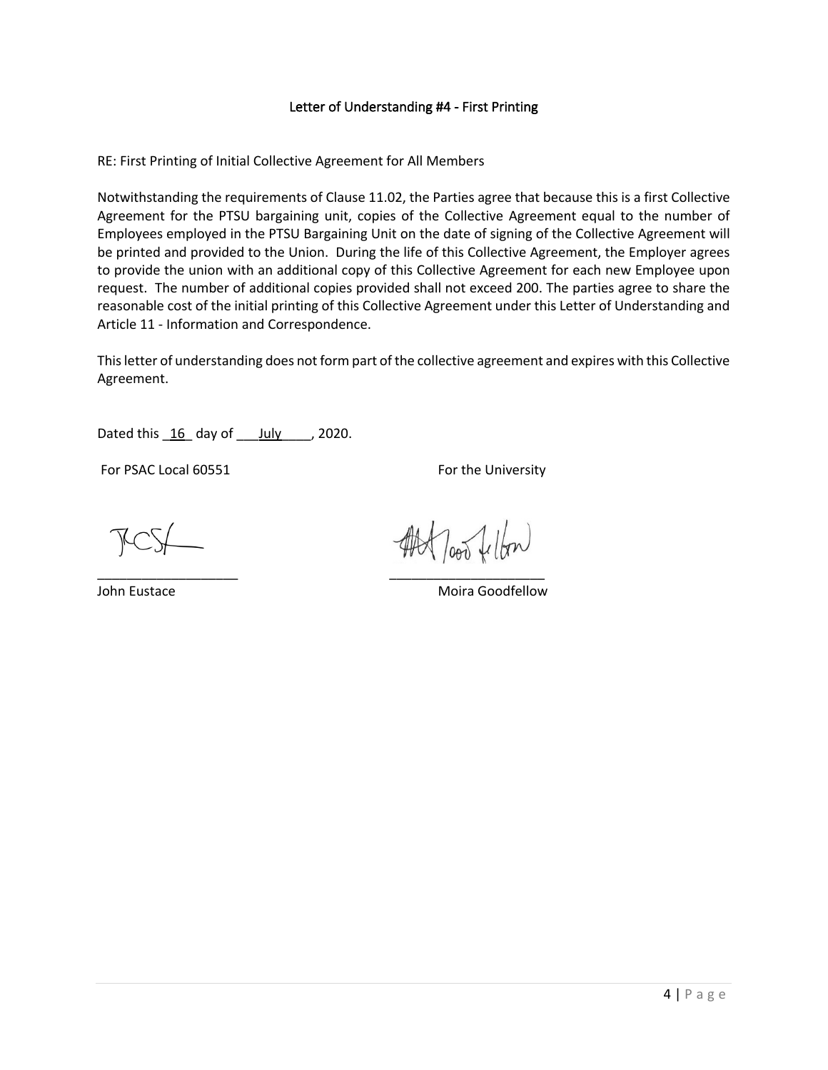## Letter of Understanding #4 - First Printing

RE: First Printing of Initial Collective Agreement for All Members

Notwithstanding the requirements of Clause 11.02, the Parties agree that because this is a first Collective Agreement for the PTSU bargaining unit, copies of the Collective Agreement equal to the number of Employees employed in the PTSU Bargaining Unit on the date of signing of the Collective Agreement will be printed and provided to the Union. During the life of this Collective Agreement, the Employer agrees to provide the union with an additional copy of this Collective Agreement for each new Employee upon request. The number of additional copies provided shall not exceed 200. The parties agree to share the reasonable cost of the initial printing of this Collective Agreement under this Letter of Understanding and Article 11 - Information and Correspondence.

This letter of understanding does not form part of the collective agreement and expires with this Collective Agreement.

Dated this 16 day of July, 2020.

| For PSAC Local 60551 | For the University |
|---|---|
| ___________________ | ___________________ |
| John Eustace | Moira Goodfellow |